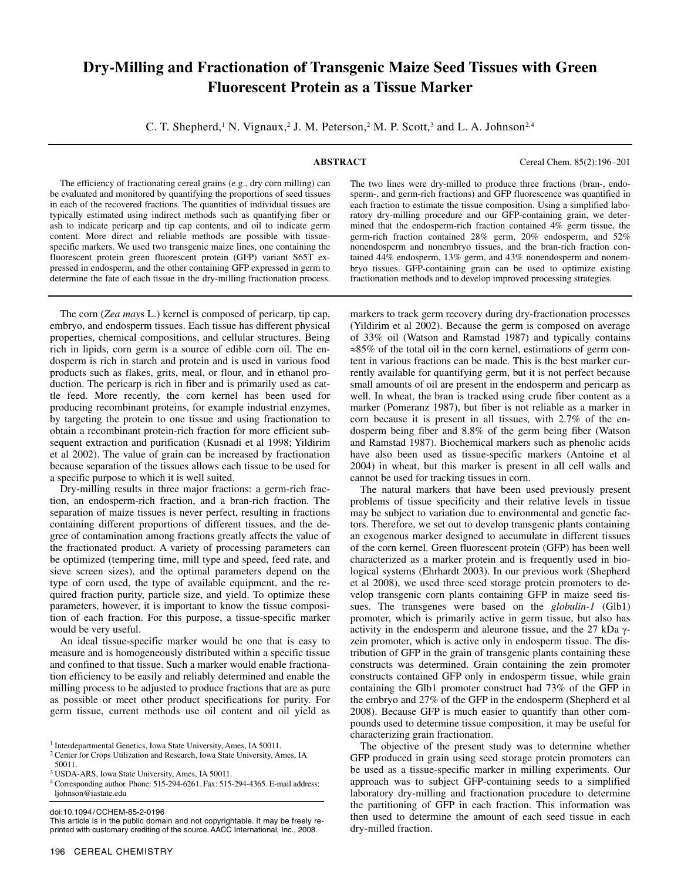# Dry-Milling and Fractionation of Transgenic Maize Seed Tissues with Green Fluorescent Protein as a Tissue Marker

C. T. Shepherd,[1] N. Vignaux,[2] J. M. Peterson,[2] M. P. Scott,[3] and L. A. Johnson[2,4]

## ABSTRACT

The efficiency of fractionating cereal grains (e.g., dry corn milling) can be evaluated and monitored by quantifying the proportions of seed tissues in each of the recovered fractions. The quantities of individual tissues are typically estimated using indirect methods such as quantifying fiber or ash to indicate pericarp and tip cap contents, and oil to indicate germ content. More direct and reliable methods are possible with tissue-specific markers. We used two transgenic maize lines, one containing the fluorescent protein green fluorescent protein (GFP) variant S65T expressed in endosperm, and the other containing GFP expressed in germ to determine the fate of each tissue in the dry-milling fractionation process. The two lines were dry-milled to produce three fractions (bran-, endosperm-, and germ-rich fractions) and GFP fluorescence was quantified in each fraction to estimate the tissue composition. Using a simplified laboratory dry-milling procedure and our GFP-containing grain, we determined that the endosperm-rich fraction contained 4% germ tissue, the germ-rich fraction contained 28% germ, 20% endosperm, and 52% nonendosperm and nonembryo tissues, and the bran-rich fraction contained 44% endosperm, 13% germ, and 43% nonendosperm and nonembryo tissues. GFP-containing grain can be used to optimize existing fractionation methods and to develop improved processing strategies.

The corn (*Zea mays* L.) kernel is composed of pericarp, tip cap, embryo, and endosperm tissues. Each tissue has different physical properties, chemical compositions, and cellular structures. Being rich in lipids, corn germ is a source of edible corn oil. The endosperm is rich in starch and protein and is used in various food products such as flakes, grits, meal, or flour, and in ethanol production. The pericarp is rich in fiber and is primarily used as cattle feed. More recently, the corn kernel has been used for producing recombinant proteins, for example industrial enzymes, by targeting the protein to one tissue and using fractionation to obtain a recombinant protein-rich fraction for more efficient subsequent extraction and purification (Kusnadi et al 1998; Yildirim et al 2002). The value of grain can be increased by fractionation because separation of the tissues allows each tissue to be used for a specific purpose to which it is well suited.

Dry-milling results in three major fractions: a germ-rich fraction, an endosperm-rich fraction, and a bran-rich fraction. The separation of maize tissues is never perfect, resulting in fractions containing different proportions of different tissues, and the degree of contamination among fractions greatly affects the value of the fractionated product. A variety of processing parameters can be optimized (tempering time, mill type and speed, feed rate, and sieve screen sizes), and the optimal parameters depend on the type of corn used, the type of available equipment, and the required fraction purity, particle size, and yield. To optimize these parameters, however, it is important to know the tissue composition of each fraction. For this purpose, a tissue-specific marker would be very useful.

An ideal tissue-specific marker would be one that is easy to measure and is homogeneously distributed within a specific tissue and confined to that tissue. Such a marker would enable fractionation efficiency to be easily and reliably determined and enable the milling process to be adjusted to produce fractions that are as pure as possible or meet other product specifications for purity. For germ tissue, current methods use oil content and oil yield as markers to track germ recovery during dry-fractionation processes (Yildirim et al 2002). Because the germ is composed on average of 33% oil (Watson and Ramstad 1987) and typically contains ≈85% of the total oil in the corn kernel, estimations of germ content in various fractions can be made. This is the best marker currently available for quantifying germ, but it is not perfect because small amounts of oil are present in the endosperm and pericarp as well. In wheat, the bran is tracked using crude fiber content as a marker (Pomeranz 1987), but fiber is not reliable as a marker in corn because it is present in all tissues, with 2.7% of the endosperm being fiber and 8.8% of the germ being fiber (Watson and Ramstad 1987). Biochemical markers such as phenolic acids have also been used as tissue-specific markers (Antoine et al 2004) in wheat, but this marker is present in all cell walls and cannot be used for tracking tissues in corn.

The natural markers that have been used previously present problems of tissue specificity and their relative levels in tissue may be subject to variation due to environmental and genetic factors. Therefore, we set out to develop transgenic plants containing an exogenous marker designed to accumulate in different tissues of the corn kernel. Green fluorescent protein (GFP) has been well characterized as a marker protein and is frequently used in biological systems (Ehrhardt 2003). In our previous work (Shepherd et al 2008), we used three seed storage protein promoters to develop transgenic corn plants containing GFP in maize seed tissues. The transgenes were based on the *globulin-1* (Glb1) promoter, which is primarily active in germ tissue, but also has activity in the endosperm and aleurone tissue, and the 27 kDa γ-zein promoter, which is active only in endosperm tissue. The distribution of GFP in the grain of transgenic plants containing these constructs was determined. Grain containing the zein promoter constructs contained GFP only in endosperm tissue, while grain containing the Glb1 promoter construct had 73% of the GFP in the embryo and 27% of the GFP in the endosperm (Shepherd et al 2008). Because GFP is much easier to quantify than other compounds used to determine tissue composition, it may be useful for characterizing grain fractionation.

The objective of the present study was to determine whether GFP produced in grain using seed storage protein promoters can be used as a tissue-specific marker in milling experiments. Our approach was to subject GFP-containing seeds to a simplified laboratory dry-milling and fractionation procedure to determine the partitioning of GFP in each fraction. This information was then used to determine the amount of each seed tissue in each dry-milled fraction.

---

[1] Interdepartmental Genetics, Iowa State University, Ames, IA 50011.

[2] Center for Crops Utilization and Research, Iowa State University, Ames, IA 50011.

[3] USDA-ARS, Iowa State University, Ames, IA 50011.

[4] Corresponding author. Phone: 515-294-6261. Fax: 515-294-4365. E-mail address: ljohnson@iastate.edu

doi:10.1094/CCHEM-85-2-0196

This article is in the public domain and not copyrightable. It may be freely reprinted with customary crediting of the source. AACC International, Inc., 2008.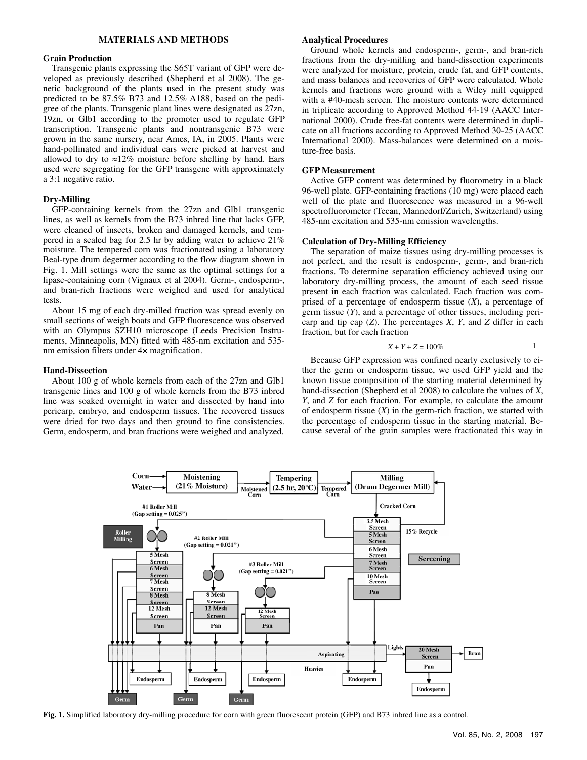## MATERIALS AND METHODS

### Grain Production

Transgenic plants expressing the S65T variant of GFP were developed as previously described (Shepherd et al 2008). The genetic background of the plants used in the present study was predicted to be 87.5% B73 and 12.5% A188, based on the pedigree of the plants. Transgenic plant lines were designated as 27zn, 19zn, or Glb1 according to the promoter used to regulate GFP transcription. Transgenic plants and nontransgenic B73 were grown in the same nursery, near Ames, IA, in 2005. Plants were hand-pollinated and individual ears were picked at harvest and allowed to dry to ≈12% moisture before shelling by hand. Ears used were segregating for the GFP transgene with approximately a 3:1 negative ratio.

### Dry-Milling

GFP-containing kernels from the 27zn and Glb1 transgenic lines, as well as kernels from the B73 inbred line that lacks GFP, were cleaned of insects, broken and damaged kernels, and tempered in a sealed bag for 2.5 hr by adding water to achieve 21% moisture. The tempered corn was fractionated using a laboratory Beal-type drum degermer according to the flow diagram shown in Fig. 1. Mill settings were the same as the optimal settings for a lipase-containing corn (Vignaux et al 2004). Germ-, endosperm-, and bran-rich fractions were weighed and used for analytical tests.

About 15 mg of each dry-milled fraction was spread evenly on small sections of weigh boats and GFP fluorescence was observed with an Olympus SZH10 microscope (Leeds Precision Instruments, Minneapolis, MN) fitted with 485-nm excitation and 535-nm emission filters under 4× magnification.

### Hand-Dissection

About 100 g of whole kernels from each of the 27zn and Glb1 transgenic lines and 100 g of whole kernels from the B73 inbred line was soaked overnight in water and dissected by hand into pericarp, embryo, and endosperm tissues. The recovered tissues were dried for two days and then ground to fine consistencies. Germ, endosperm, and bran fractions were weighed and analyzed.

### Analytical Procedures

Ground whole kernels and endosperm-, germ-, and bran-rich fractions from the dry-milling and hand-dissection experiments were analyzed for moisture, protein, crude fat, and GFP contents, and mass balances and recoveries of GFP were calculated. Whole kernels and fractions were ground with a Wiley mill equipped with a #40-mesh screen. The moisture contents were determined in triplicate according to Approved Method 44-19 (AACC International 2000). Crude free-fat contents were determined in duplicate on all fractions according to Approved Method 30-25 (AACC International 2000). Mass-balances were determined on a moisture-free basis.

### GFP Measurement

Active GFP content was determined by fluorometry in a black 96-well plate. GFP-containing fractions (10 mg) were placed each well of the plate and fluorescence was measured in a 96-well spectrofluorometer (Tecan, Mannedorf/Zurich, Switzerland) using 485-nm excitation and 535-nm emission wavelengths.

### Calculation of Dry-Milling Efficiency

The separation of maize tissues using dry-milling processes is not perfect, and the result is endosperm-, germ-, and bran-rich fractions. To determine separation efficiency achieved using our laboratory dry-milling process, the amount of each seed tissue present in each fraction was calculated. Each fraction was comprised of a percentage of endosperm tissue ($X$), a percentage of germ tissue ($Y$), and a percentage of other tissues, including pericarp and tip cap ($Z$). The percentages $X$, $Y$, and $Z$ differ in each fraction, but for each fraction

$$X + Y + Z = 100\% \tag{1}$$

Because GFP expression was confined nearly exclusively to either the germ or endosperm tissue, we used GFP yield and the known tissue composition of the starting material determined by hand-dissection (Shepherd et al 2008) to calculate the values of $X$, $Y$, and $Z$ for each fraction. For example, to calculate the amount of endosperm tissue ($X$) in the germ-rich fraction, we started with the percentage of endosperm tissue in the starting material. Because several of the grain samples were fractionated this way in

**Fig. 1.** Simplified laboratory dry-milling procedure for corn with green fluorescent protein (GFP) and B73 inbred line as a control.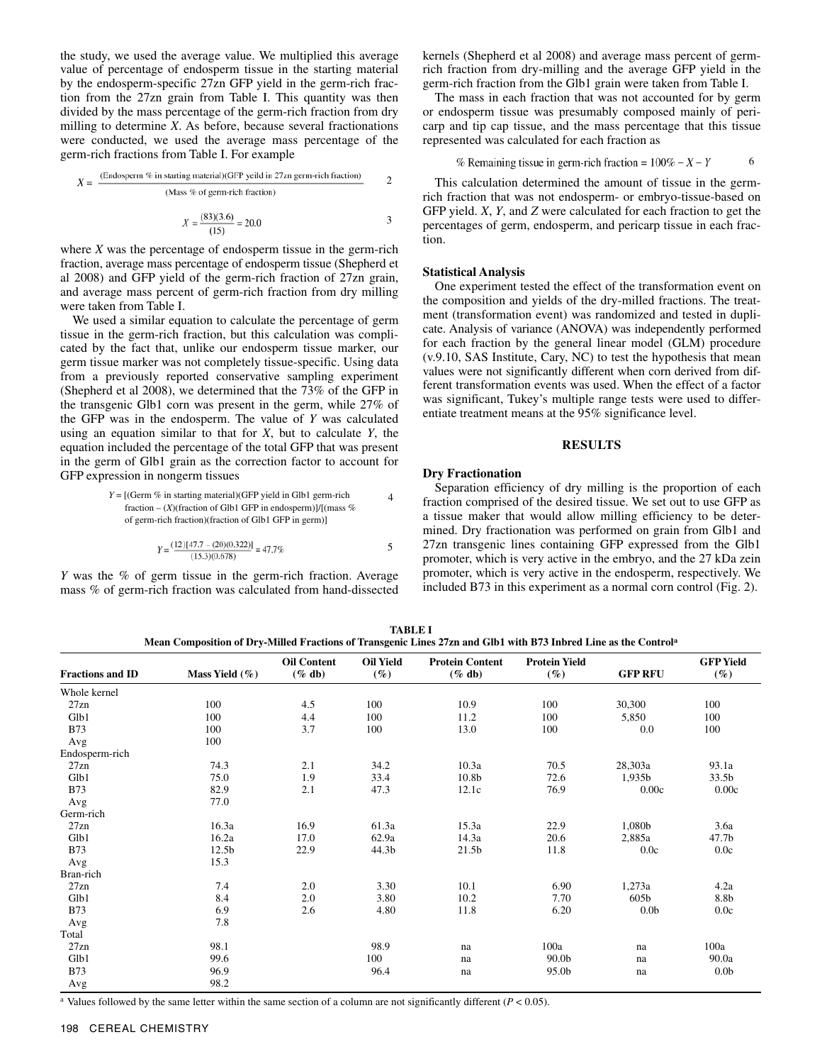the study, we used the average value. We multiplied this average value of percentage of endosperm tissue in the starting material by the endosperm-specific 27zn GFP yield in the germ-rich fraction from the 27zn grain from Table I. This quantity was then divided by the mass percentage of the germ-rich fraction from dry milling to determine $X$. As before, because several fractionations were conducted, we used the average mass percentage of the germ-rich fractions from Table I. For example

$$X = \frac{\text{(Endosperm \% in starting material)(GFP yield in 27zn germ-rich fraction)}}{\text{(Mass \% of germ-rich fraction)}} \quad (2)$$

$$X = \frac{(83)(3.6)}{(15)} = 20.0 \quad (3)$$

where $X$ was the percentage of endosperm tissue in the germ-rich fraction, average mass percentage of endosperm tissue (Shepherd et al 2008) and GFP yield of the germ-rich fraction of 27zn grain, and average mass percent of germ-rich fraction from dry milling were taken from Table I.

We used a similar equation to calculate the percentage of germ tissue in the germ-rich fraction, but this calculation was complicated by the fact that, unlike our endosperm tissue marker, our germ tissue marker was not completely tissue-specific. Using data from a previously reported conservative sampling experiment (Shepherd et al 2008), we determined that the 73% of the GFP in the transgenic Glb1 corn was present in the germ, while 27% of the GFP was in the endosperm. The value of $Y$ was calculated using an equation similar to that for $X$, but to calculate $Y$, the equation included the percentage of the total GFP that was present in the germ of Glb1 grain as the correction factor to account for GFP expression in nongerm tissues

$$Y = [\text{(Germ \% in starting material)(GFP yield in Glb1 germ-rich fraction} - (X)\text{(fraction of Glb1 GFP in endosperm)}]/[\text{(mass \% of germ-rich fraction)(fraction of Glb1 GFP in germ)}] \quad (4)$$

$$Y = \frac{(12)[47.7 - (20)(0.322)]}{(15.3)(0.678)} = 47.7\% \quad (5)$$

$Y$ was the % of germ tissue in the germ-rich fraction. Average mass % of germ-rich fraction was calculated from hand-dissected kernels (Shepherd et al 2008) and average mass percent of germ-rich fraction from dry-milling and the average GFP yield in the germ-rich fraction from the Glb1 grain were taken from Table I.

The mass in each fraction that was not accounted for by germ or endosperm tissue was presumably composed mainly of pericarp and tip cap tissue, and the mass percentage that this tissue represented was calculated for each fraction as

$$\text{\% Remaining tissue in germ-rich fraction} = 100\% - X - Y \quad (6)$$

This calculation determined the amount of tissue in the germ-rich fraction that was not endosperm- or embryo-tissue-based on GFP yield. $X$, $Y$, and $Z$ were calculated for each fraction to get the percentages of germ, endosperm, and pericarp tissue in each fraction.

### Statistical Analysis

One experiment tested the effect of the transformation event on the composition and yields of the dry-milled fractions. The treatment (transformation event) was randomized and tested in duplicate. Analysis of variance (ANOVA) was independently performed for each fraction by the general linear model (GLM) procedure (v.9.10, SAS Institute, Cary, NC) to test the hypothesis that mean values were not significantly different when corn derived from different transformation events was used. When the effect of a factor was significant, Tukey's multiple range tests were used to differentiate treatment means at the 95% significance level.

## RESULTS

### Dry Fractionation

Separation efficiency of dry milling is the proportion of each fraction comprised of the desired tissue. We set out to use GFP as a tissue maker that would allow milling efficiency to be determined. Dry fractionation was performed on grain from Glb1 and 27zn transgenic lines containing GFP expressed from the Glb1 promoter, which is very active in the embryo, and the 27 kDa zein promoter, which is very active in the endosperm, respectively. We included B73 in this experiment as a normal corn control (Fig. 2).

**TABLE I**
**Mean Composition of Dry-Milled Fractions of Transgenic Lines 27zn and Glb1 with B73 Inbred Line as the Control**[a]

| Fractions and ID | Mass Yield (%) | Oil Content (% db) | Oil Yield (%) | Protein Content (% db) | Protein Yield (%) | GFP RFU | GFP Yield (%) |
|---|---|---|---|---|---|---|---|
| Whole kernel | | | | | | | |
| 27zn | 100 | 4.5 | 100 | 10.9 | 100 | 30,300 | 100 |
| Glb1 | 100 | 4.4 | 100 | 11.2 | 100 | 5,850 | 100 |
| B73 | 100 | 3.7 | 100 | 13.0 | 100 | 0.0 | 100 |
| Avg | 100 | | | | | | |
| Endosperm-rich | | | | | | | |
| 27zn | 74.3 | 2.1 | 34.2 | 10.3a | 70.5 | 28,303a | 93.1a |
| Glb1 | 75.0 | 1.9 | 33.4 | 10.8b | 72.6 | 1,935b | 33.5b |
| B73 | 82.9 | 2.1 | 47.3 | 12.1c | 76.9 | 0.00c | 0.00c |
| Avg | 77.0 | | | | | | |
| Germ-rich | | | | | | | |
| 27zn | 16.3a | 16.9 | 61.3a | 15.3a | 22.9 | 1,080b | 3.6a |
| Glb1 | 16.2a | 17.0 | 62.9a | 14.3a | 20.6 | 2,885a | 47.7b |
| B73 | 12.5b | 22.9 | 44.3b | 21.5b | 11.8 | 0.0c | 0.0c |
| Avg | 15.3 | | | | | | |
| Bran-rich | | | | | | | |
| 27zn | 7.4 | 2.0 | 3.30 | 10.1 | 6.90 | 1,273a | 4.2a |
| Glb1 | 8.4 | 2.0 | 3.80 | 10.2 | 7.70 | 605b | 8.8b |
| B73 | 6.9 | 2.6 | 4.80 | 11.8 | 6.20 | 0.0b | 0.0c |
| Avg | 7.8 | | | | | | |
| Total | | | | | | | |
| 27zn | 98.1 | | 98.9 | na | 100a | na | 100a |
| Glb1 | 99.6 | | 100 | na | 90.0b | na | 90.0a |
| B73 | 96.9 | | 96.4 | na | 95.0b | na | 0.0b |
| Avg | 98.2 | | | | | | |

[a] Values followed by the same letter within the same section of a column are not significantly different ($P < 0.05$).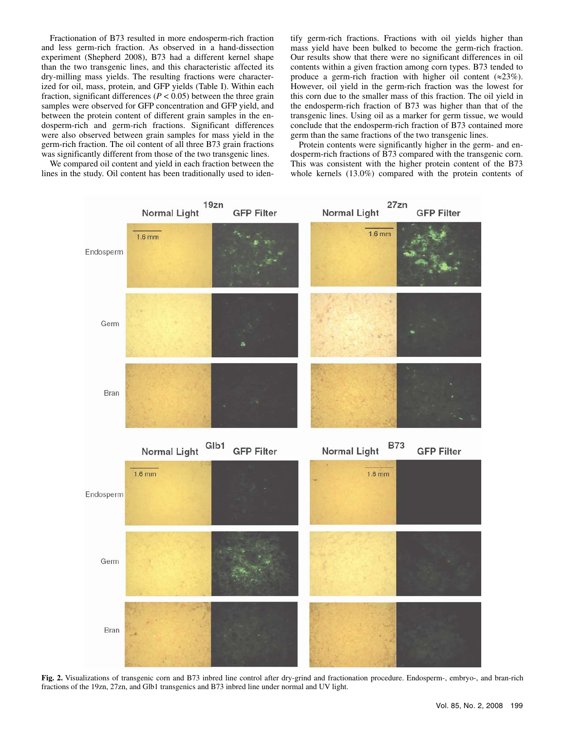Fractionation of B73 resulted in more endosperm-rich fraction and less germ-rich fraction. As observed in a hand-dissection experiment (Shepherd 2008), B73 had a different kernel shape than the two transgenic lines, and this characteristic affected its dry-milling mass yields. The resulting fractions were characterized for oil, mass, protein, and GFP yields (Table I). Within each fraction, significant differences ($P < 0.05$) between the three grain samples were observed for GFP concentration and GFP yield, and between the protein content of different grain samples in the endosperm-rich and germ-rich fractions. Significant differences were also observed between grain samples for mass yield in the germ-rich fraction. The oil content of all three B73 grain fractions was significantly different from those of the two transgenic lines.

We compared oil content and yield in each fraction between the lines in the study. Oil content has been traditionally used to identify germ-rich fractions. Fractions with oil yields higher than mass yield have been bulked to become the germ-rich fraction. Our results show that there were no significant differences in oil contents within a given fraction among corn types. B73 tended to produce a germ-rich fraction with higher oil content (≈23%). However, oil yield in the germ-rich fraction was the lowest for this corn due to the smaller mass of this fraction. The oil yield in the endosperm-rich fraction of B73 was higher than that of the transgenic lines. Using oil as a marker for germ tissue, we would conclude that the endosperm-rich fraction of B73 contained more germ than the same fractions of the two transgenic lines.

Protein contents were significantly higher in the germ- and endosperm-rich fractions of B73 compared with the transgenic corn. This was consistent with the higher protein content of the B73 whole kernels (13.0%) compared with the protein contents of

**Fig. 2.** Visualizations of transgenic corn and B73 inbred line control after dry-grind and fractionation procedure. Endosperm-, embryo-, and bran-rich fractions of the 19zn, 27zn, and Glb1 transgenics and B73 inbred line under normal and UV light.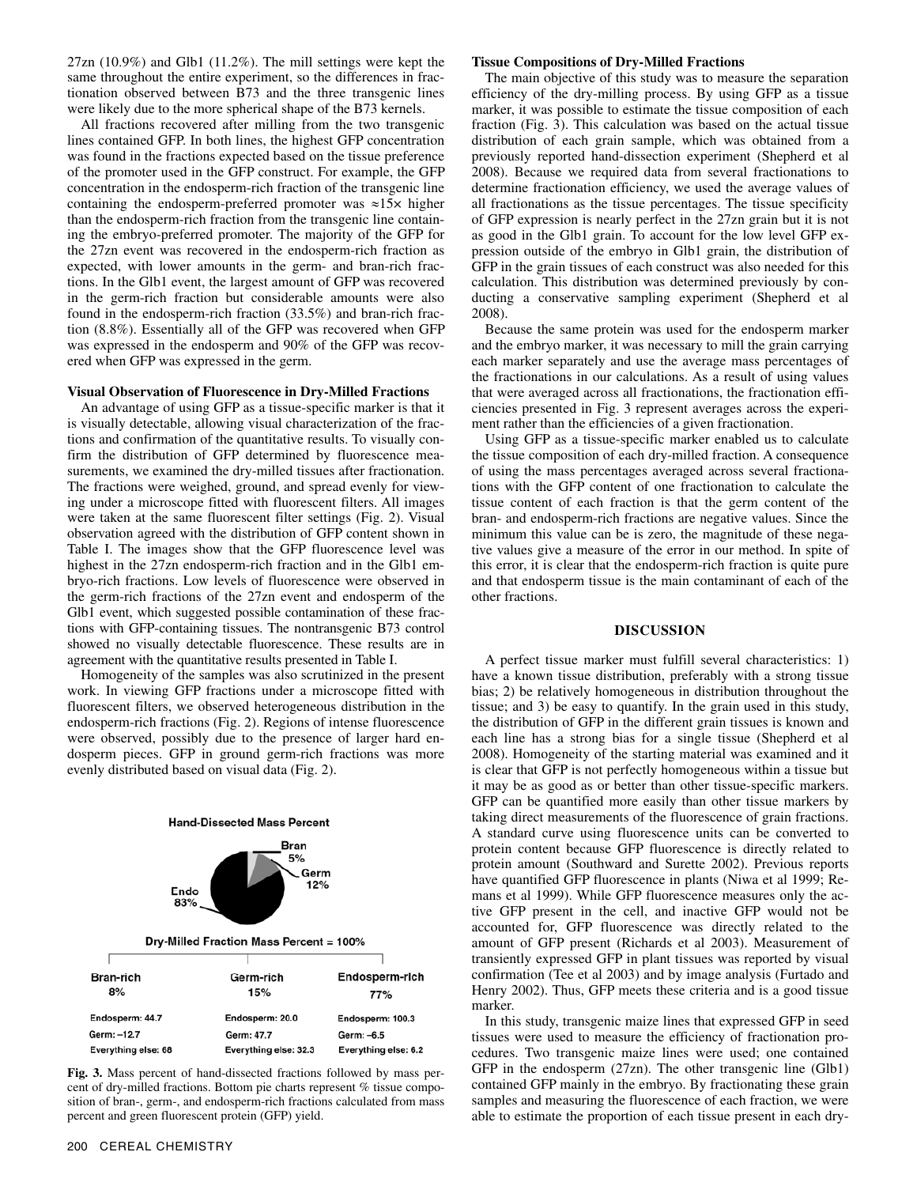27zn (10.9%) and Glb1 (11.2%). The mill settings were kept the same throughout the entire experiment, so the differences in fractionation observed between B73 and the three transgenic lines were likely due to the more spherical shape of the B73 kernels.

All fractions recovered after milling from the two transgenic lines contained GFP. In both lines, the highest GFP concentration was found in the fractions expected based on the tissue preference of the promoter used in the GFP construct. For example, the GFP concentration in the endosperm-rich fraction of the transgenic line containing the endosperm-preferred promoter was ≈15× higher than the endosperm-rich fraction from the transgenic line containing the embryo-preferred promoter. The majority of the GFP for the 27zn event was recovered in the endosperm-rich fraction as expected, with lower amounts in the germ- and bran-rich fractions. In the Glb1 event, the largest amount of GFP was recovered in the germ-rich fraction but considerable amounts were also found in the endosperm-rich fraction (33.5%) and bran-rich fraction (8.8%). Essentially all of the GFP was recovered when GFP was expressed in the endosperm and 90% of the GFP was recovered when GFP was expressed in the germ.

**Visual Observation of Fluorescence in Dry-Milled Fractions**

An advantage of using GFP as a tissue-specific marker is that it is visually detectable, allowing visual characterization of the fractions and confirmation of the quantitative results. To visually confirm the distribution of GFP determined by fluorescence measurements, we examined the dry-milled tissues after fractionation. The fractions were weighed, ground, and spread evenly for viewing under a microscope fitted with fluorescent filters. All images were taken at the same fluorescent filter settings (Fig. 2). Visual observation agreed with the distribution of GFP content shown in Table I. The images show that the GFP fluorescence level was highest in the 27zn endosperm-rich fraction and in the Glb1 embryo-rich fractions. Low levels of fluorescence were observed in the germ-rich fractions of the 27zn event and endosperm of the Glb1 event, which suggested possible contamination of these fractions with GFP-containing tissues. The nontransgenic B73 control showed no visually detectable fluorescence. These results are in agreement with the quantitative results presented in Table I.

Homogeneity of the samples was also scrutinized in the present work. In viewing GFP fractions under a microscope fitted with fluorescent filters, we observed heterogeneous distribution in the endosperm-rich fractions (Fig. 2). Regions of intense fluorescence were observed, possibly due to the presence of larger hard endosperm pieces. GFP in ground germ-rich fractions was more evenly distributed based on visual data (Fig. 2).

**Hand-Dissected Mass Percent**

Bran 5%, Germ 12%, Endo 83%

**Dry-Milled Fraction Mass Percent = 100%**

| Bran-rich 8% | Germ-rich 15% | Endosperm-rich 77% |
|---|---|---|
| Endosperm: 44.7 | Endosperm: 20.0 | Endosperm: 100.3 |
| Germ: −12.7 | Germ: 47.7 | Germ: −6.5 |
| Everything else: 68 | Everything else: 32.3 | Everything else: 6.2 |

**Fig. 3.** Mass percent of hand-dissected fractions followed by mass percent of dry-milled fractions. Bottom pie charts represent % tissue composition of bran-, germ-, and endosperm-rich fractions calculated from mass percent and green fluorescent protein (GFP) yield.

**Tissue Compositions of Dry-Milled Fractions**

The main objective of this study was to measure the separation efficiency of the dry-milling process. By using GFP as a tissue marker, it was possible to estimate the tissue composition of each fraction (Fig. 3). This calculation was based on the actual tissue distribution of each grain sample, which was obtained from a previously reported hand-dissection experiment (Shepherd et al 2008). Because we required data from several fractionations to determine fractionation efficiency, we used the average values of all fractionations as the tissue percentages. The tissue specificity of GFP expression is nearly perfect in the 27zn grain but it is not as good in the Glb1 grain. To account for the low level GFP expression outside of the embryo in Glb1 grain, the distribution of GFP in the grain tissues of each construct was also needed for this calculation. This distribution was determined previously by conducting a conservative sampling experiment (Shepherd et al 2008).

Because the same protein was used for the endosperm marker and the embryo marker, it was necessary to mill the grain carrying each marker separately and use the average mass percentages of the fractionations in our calculations. As a result of using values that were averaged across all fractionations, the fractionation efficiencies presented in Fig. 3 represent averages across the experiment rather than the efficiencies of a given fractionation.

Using GFP as a tissue-specific marker enabled us to calculate the tissue composition of each dry-milled fraction. A consequence of using the mass percentages averaged across several fractionations with the GFP content of one fractionation to calculate the tissue content of each fraction is that the germ content of the bran- and endosperm-rich fractions are negative values. Since the minimum this value can be is zero, the magnitude of these negative values give a measure of the error in our method. In spite of this error, it is clear that the endosperm-rich fraction is quite pure and that endosperm tissue is the main contaminant of each of the other fractions.

## DISCUSSION

A perfect tissue marker must fulfill several characteristics: 1) have a known tissue distribution, preferably with a strong tissue bias; 2) be relatively homogeneous in distribution throughout the tissue; and 3) be easy to quantify. In the grain used in this study, the distribution of GFP in the different grain tissues is known and each line has a strong bias for a single tissue (Shepherd et al 2008). Homogeneity of the starting material was examined and it is clear that GFP is not perfectly homogeneous within a tissue but it may be as good as or better than other tissue-specific markers. GFP can be quantified more easily than other tissue markers by taking direct measurements of the fluorescence of grain fractions. A standard curve using fluorescence units can be converted to protein content because GFP fluorescence is directly related to protein amount (Southward and Surette 2002). Previous reports have quantified GFP fluorescence in plants (Niwa et al 1999; Remans et al 1999). While GFP fluorescence measures only the active GFP present in the cell, and inactive GFP would not be accounted for, GFP fluorescence was directly related to the amount of GFP present (Richards et al 2003). Measurement of transiently expressed GFP in plant tissues was reported by visual confirmation (Tee et al 2003) and by image analysis (Furtado and Henry 2002). Thus, GFP meets these criteria and is a good tissue marker.

In this study, transgenic maize lines that expressed GFP in seed tissues were used to measure the efficiency of fractionation procedures. Two transgenic maize lines were used; one contained GFP in the endosperm (27zn). The other transgenic line (Glb1) contained GFP mainly in the embryo. By fractionating these grain samples and measuring the fluorescence of each fraction, we were able to estimate the proportion of each tissue present in each dry-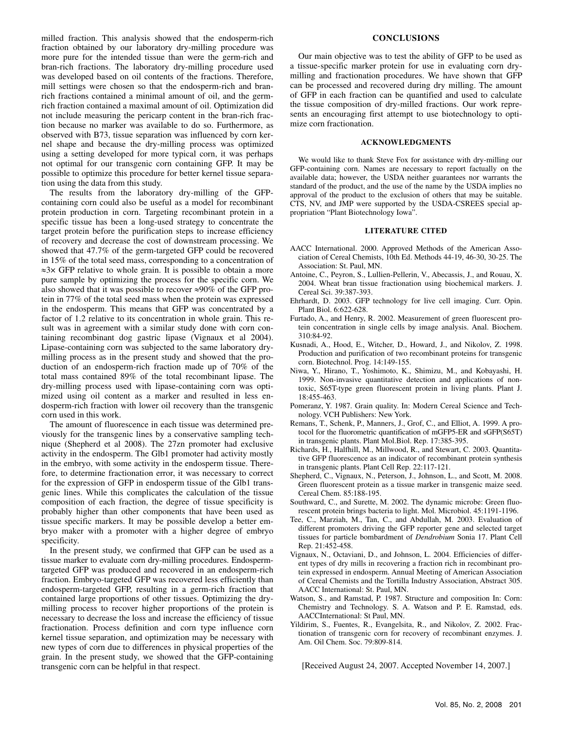milled fraction. This analysis showed that the endosperm-rich fraction obtained by our laboratory dry-milling procedure was more pure for the intended tissue than were the germ-rich and bran-rich fractions. The laboratory dry-milling procedure used was developed based on oil contents of the fractions. Therefore, mill settings were chosen so that the endosperm-rich and bran-rich fractions contained a minimal amount of oil, and the germ-rich fraction contained a maximal amount of oil. Optimization did not include measuring the pericarp content in the bran-rich fraction because no marker was available to do so. Furthermore, as observed with B73, tissue separation was influenced by corn kernel shape and because the dry-milling process was optimized using a setting developed for more typical corn, it was perhaps not optimal for our transgenic corn containing GFP. It may be possible to optimize this procedure for better kernel tissue separation using the data from this study.

The results from the laboratory dry-milling of the GFP-containing corn could also be useful as a model for recombinant protein production in corn. Targeting recombinant protein in a specific tissue has been a long-used strategy to concentrate the target protein before the purification steps to increase efficiency of recovery and decrease the cost of downstream processing. We showed that 47.7% of the germ-targeted GFP could be recovered in 15% of the total seed mass, corresponding to a concentration of ≈3× GFP relative to whole grain. It is possible to obtain a more pure sample by optimizing the process for the specific corn. We also showed that it was possible to recover ≈90% of the GFP protein in 77% of the total seed mass when the protein was expressed in the endosperm. This means that GFP was concentrated by a factor of 1.2 relative to its concentration in whole grain. This result was in agreement with a similar study done with corn containing recombinant dog gastric lipase (Vignaux et al 2004). Lipase-containing corn was subjected to the same laboratory dry-milling process as in the present study and showed that the production of an endosperm-rich fraction made up of 70% of the total mass contained 89% of the total recombinant lipase. The dry-milling process used with lipase-containing corn was optimized using oil content as a marker and resulted in less endosperm-rich fraction with lower oil recovery than the transgenic corn used in this work.

The amount of fluorescence in each tissue was determined previously for the transgenic lines by a conservative sampling technique (Shepherd et al 2008). The 27zn promoter had exclusive activity in the endosperm. The Glb1 promoter had activity mostly in the embryo, with some activity in the endosperm tissue. Therefore, to determine fractionation error, it was necessary to correct for the expression of GFP in endosperm tissue of the Glb1 transgenic lines. While this complicates the calculation of the tissue composition of each fraction, the degree of tissue specificity is probably higher than other components that have been used as tissue specific markers. It may be possible develop a better embryo maker with a promoter with a higher degree of embryo specificity.

In the present study, we confirmed that GFP can be used as a tissue marker to evaluate corn dry-milling procedures. Endosperm-targeted GFP was produced and recovered in an endosperm-rich fraction. Embryo-targeted GFP was recovered less efficiently than endosperm-targeted GFP, resulting in a germ-rich fraction that contained large proportions of other tissues. Optimizing the dry-milling process to recover higher proportions of the protein is necessary to decrease the loss and increase the efficiency of tissue fractionation. Process definition and corn type influence corn kernel tissue separation, and optimization may be necessary with new types of corn due to differences in physical properties of the grain. In the present study, we showed that the GFP-containing transgenic corn can be helpful in that respect.

## CONCLUSIONS

Our main objective was to test the ability of GFP to be used as a tissue-specific marker protein for use in evaluating corn dry-milling and fractionation procedures. We have shown that GFP can be processed and recovered during dry milling. The amount of GFP in each fraction can be quantified and used to calculate the tissue composition of dry-milled fractions. Our work represents an encouraging first attempt to use biotechnology to optimize corn fractionation.

## ACKNOWLEDGMENTS

We would like to thank Steve Fox for assistance with dry-milling our GFP-containing corn. Names are necessary to report factually on the available data; however, the USDA neither guarantees nor warrants the standard of the product, and the use of the name by the USDA implies no approval of the product to the exclusion of others that may be suitable. CTS, NV, and JMP were supported by the USDA-CSREES special appropriation "Plant Biotechnology Iowa".

## LITERATURE CITED

AACC International. 2000. Approved Methods of the American Association of Cereal Chemists, 10th Ed. Methods 44-19, 46-30, 30-25. The Association: St. Paul, MN.

Antoine, C., Peyron, S., Lullien-Pellerin, V., Abecassis, J., and Rouau, X. 2004. Wheat bran tissue fractionation using biochemical markers. J. Cereal Sci. 39:387-393.

Ehrhardt, D. 2003. GFP technology for live cell imaging. Curr. Opin. Plant Biol. 6:622-628.

Furtado, A., and Henry, R. 2002. Measurement of green fluorescent protein concentration in single cells by image analysis. Anal. Biochem. 310:84-92.

Kusnadi, A., Hood, E., Witcher, D., Howard, J., and Nikolov, Z. 1998. Production and purification of two recombinant proteins for transgenic corn. Biotechnol. Prog. 14:149-155.

Niwa, Y., Hirano, T., Yoshimoto, K., Shimizu, M., and Kobayashi, H. 1999. Non-invasive quantitative detection and applications of non-toxic, S65T-type green fluorescent protein in living plants. Plant J. 18:455-463.

Pomeranz, Y. 1987. Grain quality. In: Modern Cereal Science and Technology. VCH Publishers: New York.

Remans, T., Schenk, P., Manners, J., Grof, C., and Elliot, A. 1999. A protocol for the fluorometric quantification of mGFP5-ER and sGFP(S65T) in transgenic plants. Plant Mol.Biol. Rep. 17:385-395.

Richards, H., Halfhill, M., Millwood, R., and Stewart, C. 2003. Quantitative GFP fluorescence as an indicator of recombinant protein synthesis in transgenic plants. Plant Cell Rep. 22:117-121.

Shepherd, C., Vignaux, N., Peterson, J., Johnson, L., and Scott, M. 2008. Green fluorescent protein as a tissue marker in transgenic maize seed. Cereal Chem. 85:188-195.

Southward, C., and Surette, M. 2002. The dynamic microbe: Green fluorescent protein brings bacteria to light. Mol. Microbiol. 45:1191-1196.

Tee, C., Marziah, M., Tan, C., and Abdullah, M. 2003. Evaluation of different promoters driving the GFP reporter gene and selected target tissues for particle bombardment of *Dendrobium* Sonia 17. Plant Cell Rep. 21:452-458.

Vignaux, N., Octaviani, D., and Johnson, L. 2004. Efficiencies of different types of dry mills in recovering a fraction rich in recombinant protein expressed in endosperm. Annual Meeting of American Association of Cereal Chemists and the Tortilla Industry Association, Abstract 305. AACC International: St. Paul, MN.

Watson, S., and Ramstad, P. 1987. Structure and composition In: Corn: Chemistry and Technology. S. A. Watson and P. E. Ramstad, eds. AACCInternational: St Paul, MN.

Yildirim, S., Fuentes, R., Evangelsita, R., and Nikolov, Z. 2002. Fractionation of transgenic corn for recovery of recombinant enzymes. J. Am. Oil Chem. Soc. 79:809-814.

[Received August 24, 2007. Accepted November 14, 2007.]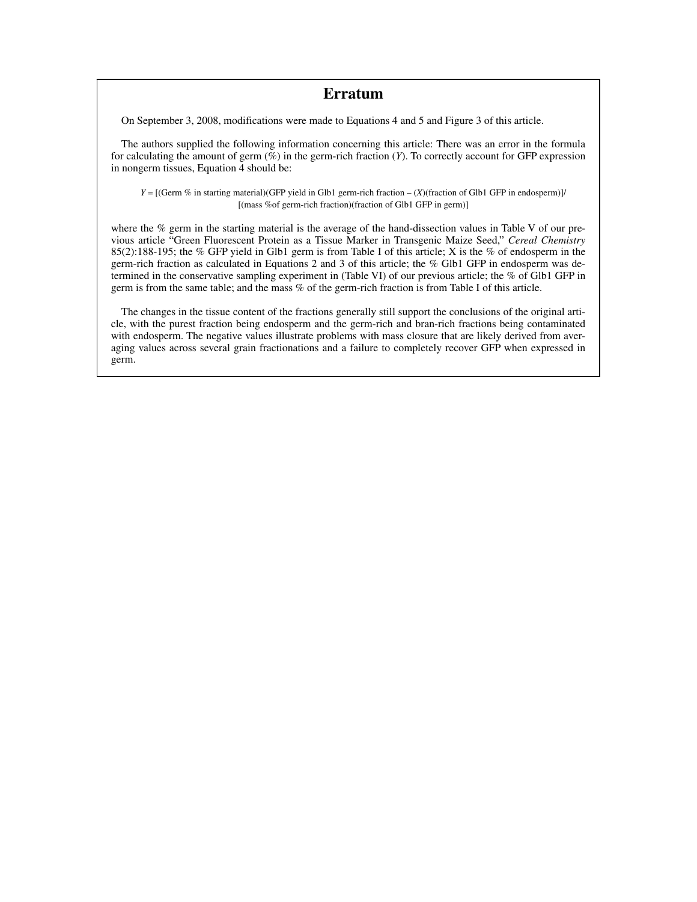# Erratum

On September 3, 2008, modifications were made to Equations 4 and 5 and Figure 3 of this article.

The authors supplied the following information concerning this article: There was an error in the formula for calculating the amount of germ (%) in the germ-rich fraction (*Y*). To correctly account for GFP expression in nongerm tissues, Equation 4 should be:

$$Y = [(\text{Germ \% in starting material})(\text{GFP yield in Glb1 germ-rich fraction} - (X)(\text{fraction of Glb1 GFP in endosperm})] / [(\text{mass \% of germ-rich fraction})(\text{fraction of Glb1 GFP in germ})]$$

where the % germ in the starting material is the average of the hand-dissection values in Table V of our previous article "Green Fluorescent Protein as a Tissue Marker in Transgenic Maize Seed," *Cereal Chemistry* 85(2):188-195; the % GFP yield in Glb1 germ is from Table I of this article; X is the % of endosperm in the germ-rich fraction as calculated in Equations 2 and 3 of this article; the % Glb1 GFP in endosperm was determined in the conservative sampling experiment in (Table VI) of our previous article; the % of Glb1 GFP in germ is from the same table; and the mass % of the germ-rich fraction is from Table I of this article.

The changes in the tissue content of the fractions generally still support the conclusions of the original article, with the purest fraction being endosperm and the germ-rich and bran-rich fractions being contaminated with endosperm. The negative values illustrate problems with mass closure that are likely derived from averaging values across several grain fractionations and a failure to completely recover GFP when expressed in germ.